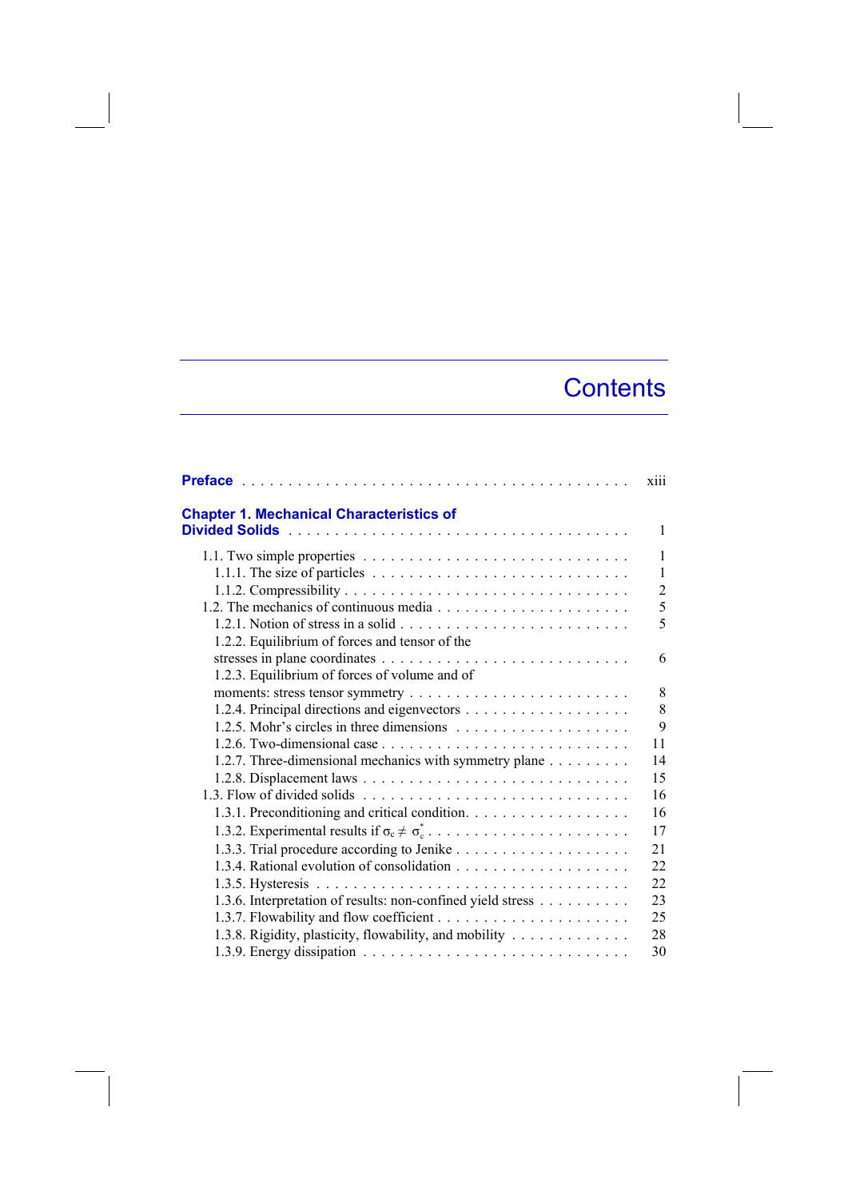# Contents

**Preface** . . . . . . . . . . . . . . . . . . . . . . . . . . . . . . . . . . . . . . . . xiii

**Chapter 1. Mechanical Characteristics of Divided Solids** . . . . . . . . . . . . . . . . . . . . . . . . . . . . . . . . . . . 1

- 1.1. Two simple properties . . . . . . . . . . . . . . . . . . . . . . . . . . . . . 1
  - 1.1.1. The size of particles . . . . . . . . . . . . . . . . . . . . . . . . . . . 1
  - 1.1.2. Compressibility . . . . . . . . . . . . . . . . . . . . . . . . . . . . . . 2
- 1.2. The mechanics of continuous media . . . . . . . . . . . . . . . . . . . . . 5
  - 1.2.1. Notion of stress in a solid . . . . . . . . . . . . . . . . . . . . . . . . 5
  - 1.2.2. Equilibrium of forces and tensor of the stresses in plane coordinates . . . . . . . . . . . . . . . . . . . . . . . . . . 6
  - 1.2.3. Equilibrium of forces of volume and of moments: stress tensor symmetry . . . . . . . . . . . . . . . . . . . . . . . 8
  - 1.2.4. Principal directions and eigenvectors . . . . . . . . . . . . . . . . . . 8
  - 1.2.5. Mohr's circles in three dimensions . . . . . . . . . . . . . . . . . . . 9
  - 1.2.6. Two-dimensional case . . . . . . . . . . . . . . . . . . . . . . . . . . 11
  - 1.2.7. Three-dimensional mechanics with symmetry plane . . . . . . . . . 14
  - 1.2.8. Displacement laws . . . . . . . . . . . . . . . . . . . . . . . . . . . . 15
- 1.3. Flow of divided solids . . . . . . . . . . . . . . . . . . . . . . . . . . . . 16
  - 1.3.1. Preconditioning and critical condition. . . . . . . . . . . . . . . . . . 16
  - 1.3.2. Experimental results if $\sigma_c \neq \sigma_c^*$ . . . . . . . . . . . . . . . . . . . . . . . 17
  - 1.3.3. Trial procedure according to Jenike . . . . . . . . . . . . . . . . . . . 21
  - 1.3.4. Rational evolution of consolidation . . . . . . . . . . . . . . . . . . . 22
  - 1.3.5. Hysteresis . . . . . . . . . . . . . . . . . . . . . . . . . . . . . . . . . 22
  - 1.3.6. Interpretation of results: non-confined yield stress . . . . . . . . . . 23
  - 1.3.7. Flowability and flow coefficient . . . . . . . . . . . . . . . . . . . . . 25
  - 1.3.8. Rigidity, plasticity, flowability, and mobility . . . . . . . . . . . . . 28
  - 1.3.9. Energy dissipation . . . . . . . . . . . . . . . . . . . . . . . . . . . . 30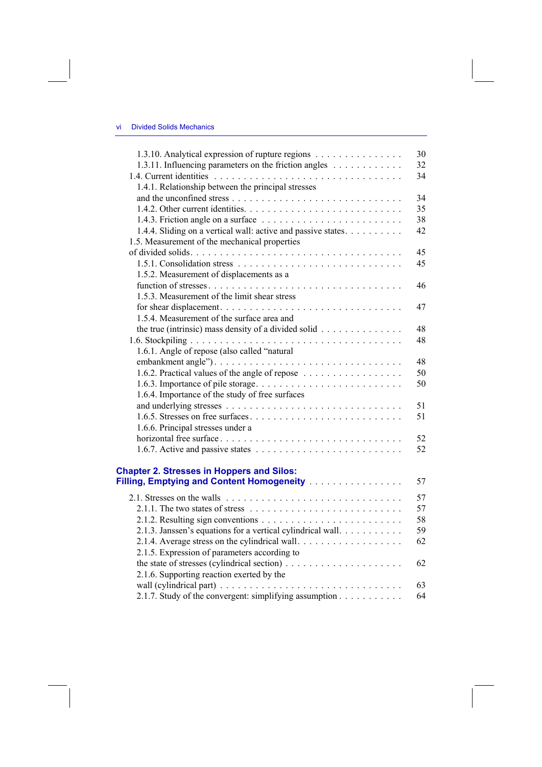1.3.10. Analytical expression of rupture regions . . . . . . . . . . . . . . . 30
1.3.11. Influencing parameters on the friction angles . . . . . . . . . . . 32
1.4. Current identities . . . . . . . . . . . . . . . . . . . . . . . . . . . . . . . . . 34
1.4.1. Relationship between the principal stresses and the unconfined stress . . . . . . . . . . . . . . . . . . . . . . . . . . . 34
1.4.2. Other current identities. . . . . . . . . . . . . . . . . . . . . . . . . . 35
1.4.3. Friction angle on a surface . . . . . . . . . . . . . . . . . . . . . . . 38
1.4.4. Sliding on a vertical wall: active and passive states. . . . . . . . . . 42
1.5. Measurement of the mechanical properties of divided solids. . . . . . . . . . . . . . . . . . . . . . . . . . . . . . . . . . 45
1.5.1. Consolidation stress . . . . . . . . . . . . . . . . . . . . . . . . . . . 45
1.5.2. Measurement of displacements as a function of stresses. . . . . . . . . . . . . . . . . . . . . . . . . . . . . . . 46
1.5.3. Measurement of the limit shear stress for shear displacement. . . . . . . . . . . . . . . . . . . . . . . . . . . . . 47
1.5.4. Measurement of the surface area and the true (intrinsic) mass density of a divided solid . . . . . . . . . . . . . 48
1.6. Stockpiling . . . . . . . . . . . . . . . . . . . . . . . . . . . . . . . . . . . 48
1.6.1. Angle of repose (also called "natural embankment angle"). . . . . . . . . . . . . . . . . . . . . . . . . . . . . . . 48
1.6.2. Practical values of the angle of repose . . . . . . . . . . . . . . . . 50
1.6.3. Importance of pile storage. . . . . . . . . . . . . . . . . . . . . . . . 50
1.6.4. Importance of the study of free surfaces and underlying stresses . . . . . . . . . . . . . . . . . . . . . . . . . . . . 51
1.6.5. Stresses on free surfaces. . . . . . . . . . . . . . . . . . . . . . . . . 51
1.6.6. Principal stresses under a horizontal free surface. . . . . . . . . . . . . . . . . . . . . . . . . . . . . . 52
1.6.7. Active and passive states . . . . . . . . . . . . . . . . . . . . . . . . 52

**Chapter 2. Stresses in Hoppers and Silos: Filling, Emptying and Content Homogeneity** . . . . . . . . . . . . . . . . 57

2.1. Stresses on the walls . . . . . . . . . . . . . . . . . . . . . . . . . . . . . 57
2.1.1. The two states of stress . . . . . . . . . . . . . . . . . . . . . . . . . 57
2.1.2. Resulting sign conventions . . . . . . . . . . . . . . . . . . . . . . . 58
2.1.3. Janssen's equations for a vertical cylindrical wall. . . . . . . . . . . 59
2.1.4. Average stress on the cylindrical wall. . . . . . . . . . . . . . . . . . 62
2.1.5. Expression of parameters according to the state of stresses (cylindrical section) . . . . . . . . . . . . . . . . . . . . 62
2.1.6. Supporting reaction exerted by the wall (cylindrical part) . . . . . . . . . . . . . . . . . . . . . . . . . . . . . . 63
2.1.7. Study of the convergent: simplifying assumption . . . . . . . . . . . 64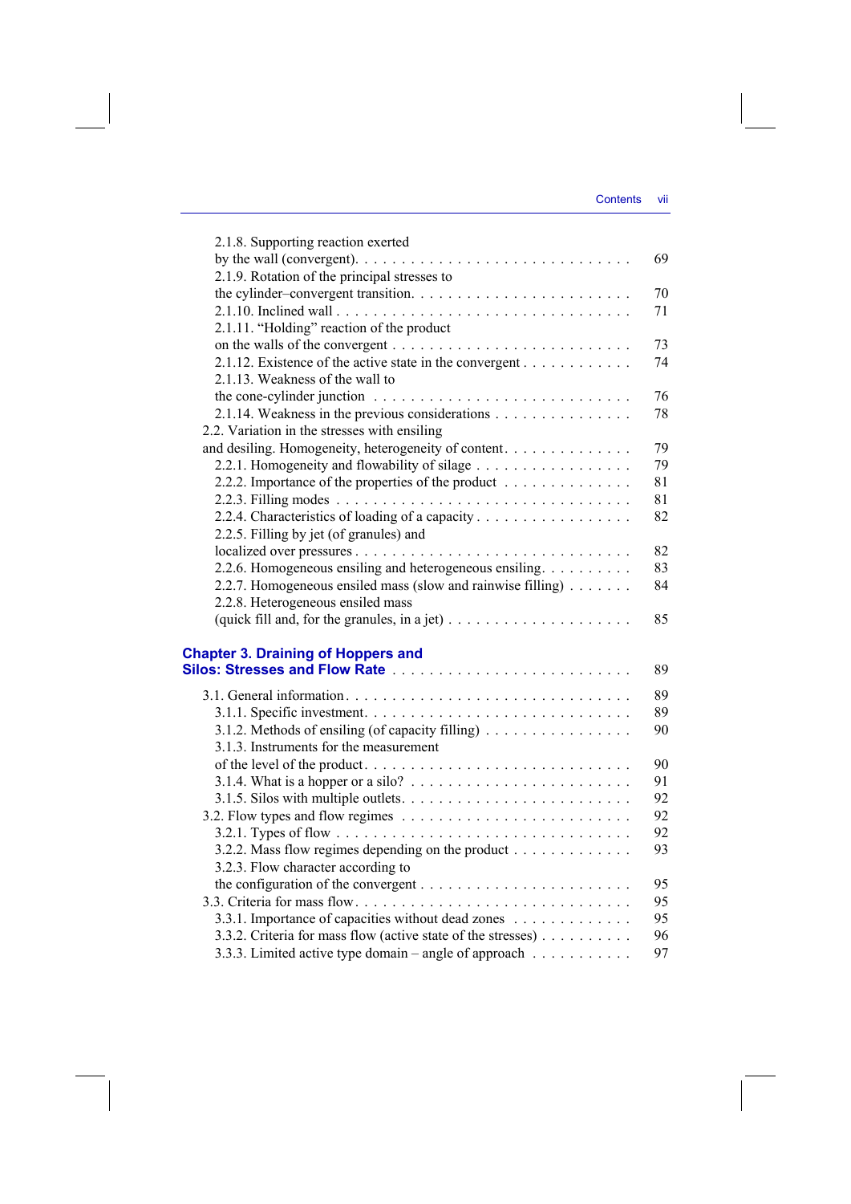2.1.8. Supporting reaction exerted by the wall (convergent). . . . . . . . . . . . . . . . . . . . . . . . . . . . . 69
2.1.9. Rotation of the principal stresses to the cylinder–convergent transition. . . . . . . . . . . . . . . . . . . . . . . . 70
2.1.10. Inclined wall . . . . . . . . . . . . . . . . . . . . . . . . . . . . . . . 71
2.1.11. “Holding” reaction of the product on the walls of the convergent . . . . . . . . . . . . . . . . . . . . . . . . . 73
2.1.12. Existence of the active state in the convergent . . . . . . . . . . . . 74
2.1.13. Weakness of the wall to the cone-cylinder junction . . . . . . . . . . . . . . . . . . . . . . . . . . . 76
2.1.14. Weakness in the previous considerations . . . . . . . . . . . . . . . 78
2.2. Variation in the stresses with ensiling and desiling. Homogeneity, heterogeneity of content. . . . . . . . . . . . . . 79
2.2.1. Homogeneity and flowability of silage . . . . . . . . . . . . . . . . . 79
2.2.2. Importance of the properties of the product . . . . . . . . . . . . . . 81
2.2.3. Filling modes . . . . . . . . . . . . . . . . . . . . . . . . . . . . . . . . 81
2.2.4. Characteristics of loading of a capacity . . . . . . . . . . . . . . . . . 82
2.2.5. Filling by jet (of granules) and localized over pressures . . . . . . . . . . . . . . . . . . . . . . . . . . . . . 82
2.2.6. Homogeneous ensiling and heterogeneous ensiling. . . . . . . . . . 83
2.2.7. Homogeneous ensiled mass (slow and rainwise filling) . . . . . . . 84
2.2.8. Heterogeneous ensiled mass (quick fill and, for the granules, in a jet) . . . . . . . . . . . . . . . . . . . . 85

## Chapter 3. Draining of Hoppers and Silos: Stresses and Flow Rate . . . . . . . . . . . . . . . . . . . . . . . . . 89

3.1. General information . . . . . . . . . . . . . . . . . . . . . . . . . . . . . . 89
3.1.1. Specific investment. . . . . . . . . . . . . . . . . . . . . . . . . . . . . 89
3.1.2. Methods of ensiling (of capacity filling) . . . . . . . . . . . . . . . . 90
3.1.3. Instruments for the measurement of the level of the product. . . . . . . . . . . . . . . . . . . . . . . . . . . . 90
3.1.4. What is a hopper or a silo? . . . . . . . . . . . . . . . . . . . . . . . . 91
3.1.5. Silos with multiple outlets. . . . . . . . . . . . . . . . . . . . . . . . . 92
3.2. Flow types and flow regimes . . . . . . . . . . . . . . . . . . . . . . . . . 92
3.2.1. Types of flow . . . . . . . . . . . . . . . . . . . . . . . . . . . . . . . . 92
3.2.2. Mass flow regimes depending on the product . . . . . . . . . . . . . 93
3.2.3. Flow character according to the configuration of the convergent . . . . . . . . . . . . . . . . . . . . . . . . 95
3.3. Criteria for mass flow. . . . . . . . . . . . . . . . . . . . . . . . . . . . . . 95
3.3.1. Importance of capacities without dead zones . . . . . . . . . . . . . 95
3.3.2. Criteria for mass flow (active state of the stresses) . . . . . . . . . . 96
3.3.3. Limited active type domain – angle of approach . . . . . . . . . . . 97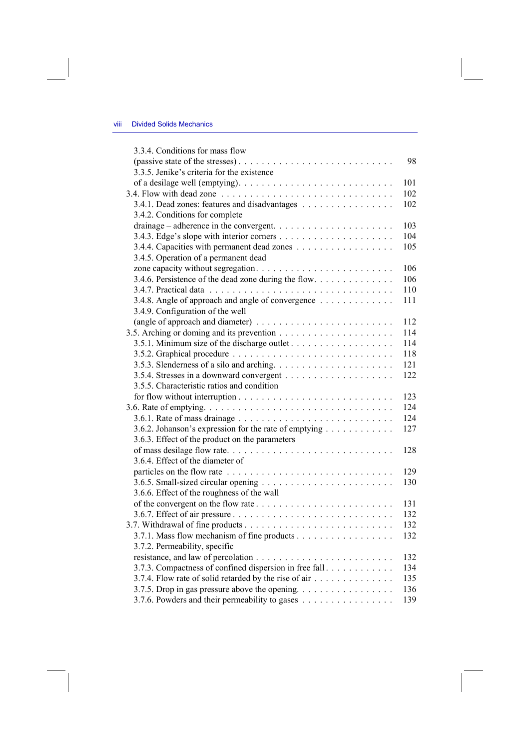3.3.4. Conditions for mass flow (passive state of the stresses) . . . . . . . . . . 98

3.3.5. Jenike's criteria for the existence of a desilage well (emptying) . . . . . . . . . . 101

3.4. Flow with dead zone . . . . . . . . . . 102

3.4.1. Dead zones: features and disadvantages . . . . . . . . . . 102

3.4.2. Conditions for complete drainage – adherence in the convergent . . . . . . . . . . 103

3.4.3. Edge's slope with interior corners . . . . . . . . . . 104

3.4.4. Capacities with permanent dead zones . . . . . . . . . . 105

3.4.5. Operation of a permanent dead zone capacity without segregation . . . . . . . . . . 106

3.4.6. Persistence of the dead zone during the flow . . . . . . . . . . 106

3.4.7. Practical data . . . . . . . . . . 110

3.4.8. Angle of approach and angle of convergence . . . . . . . . . . 111

3.4.9. Configuration of the well (angle of approach and diameter) . . . . . . . . . . 112

3.5. Arching or doming and its prevention . . . . . . . . . . 114

3.5.1. Minimum size of the discharge outlet . . . . . . . . . . 114

3.5.2. Graphical procedure . . . . . . . . . . 118

3.5.3. Slenderness of a silo and arching . . . . . . . . . . 121

3.5.4. Stresses in a downward convergent . . . . . . . . . . 122

3.5.5. Characteristic ratios and condition for flow without interruption . . . . . . . . . . 123

3.6. Rate of emptying . . . . . . . . . . 124

3.6.1. Rate of mass drainage . . . . . . . . . . 124

3.6.2. Johanson's expression for the rate of emptying . . . . . . . . . . 127

3.6.3. Effect of the product on the parameters of mass desilage flow rate . . . . . . . . . . 128

3.6.4. Effect of the diameter of particles on the flow rate . . . . . . . . . . 129

3.6.5. Small-sized circular opening . . . . . . . . . . 130

3.6.6. Effect of the roughness of the wall of the convergent on the flow rate . . . . . . . . . . 131

3.6.7. Effect of air pressure . . . . . . . . . . 132

3.7. Withdrawal of fine products . . . . . . . . . . 132

3.7.1. Mass flow mechanism of fine products . . . . . . . . . . 132

3.7.2. Permeability, specific resistance, and law of percolation . . . . . . . . . . 132

3.7.3. Compactness of confined dispersion in free fall . . . . . . . . . . 134

3.7.4. Flow rate of solid retarded by the rise of air . . . . . . . . . . 135

3.7.5. Drop in gas pressure above the opening . . . . . . . . . . 136

3.7.6. Powders and their permeability to gases . . . . . . . . . . 139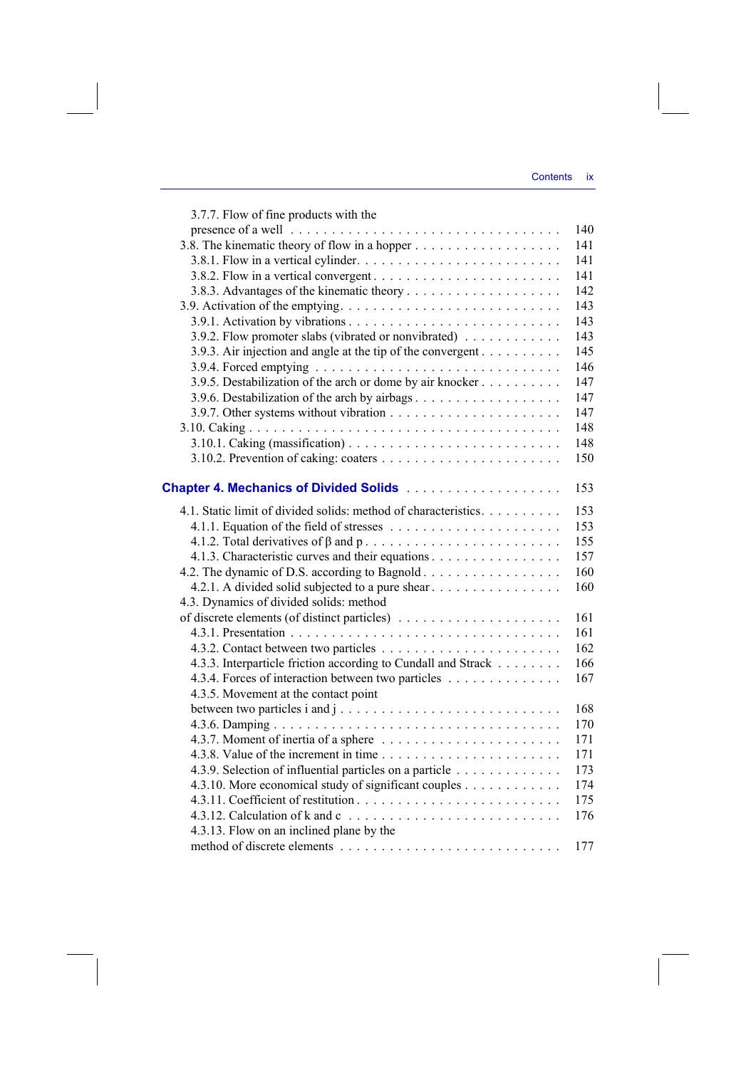3.7.7. Flow of fine products with the presence of a well . . . . . . . . . . . . . . . . . . . . . . . . . . . . . . . . . 140
3.8. The kinematic theory of flow in a hopper . . . . . . . . . . . . . . . . . . 141
3.8.1. Flow in a vertical cylinder. . . . . . . . . . . . . . . . . . . . . . . . . 141
3.8.2. Flow in a vertical convergent . . . . . . . . . . . . . . . . . . . . . . . 141
3.8.3. Advantages of the kinematic theory . . . . . . . . . . . . . . . . . . 142
3.9. Activation of the emptying. . . . . . . . . . . . . . . . . . . . . . . . . . . 143
3.9.1. Activation by vibrations . . . . . . . . . . . . . . . . . . . . . . . . . . 143
3.9.2. Flow promoter slabs (vibrated or nonvibrated) . . . . . . . . . . . 143
3.9.3. Air injection and angle at the tip of the convergent . . . . . . . . . 145
3.9.4. Forced emptying . . . . . . . . . . . . . . . . . . . . . . . . . . . . . . 146
3.9.5. Destabilization of the arch or dome by air knocker . . . . . . . . . 147
3.9.6. Destabilization of the arch by airbags . . . . . . . . . . . . . . . . . 147
3.9.7. Other systems without vibration . . . . . . . . . . . . . . . . . . . . 147
3.10. Caking . . . . . . . . . . . . . . . . . . . . . . . . . . . . . . . . . . . . . 148
3.10.1. Caking (massification) . . . . . . . . . . . . . . . . . . . . . . . . . 148
3.10.2. Prevention of caking: coaters . . . . . . . . . . . . . . . . . . . . . 150

**Chapter 4. Mechanics of Divided Solids** . . . . . . . . . . . . . . . . . . . 153

4.1. Static limit of divided solids: method of characteristics. . . . . . . . . . 153
4.1.1. Equation of the field of stresses . . . . . . . . . . . . . . . . . . . . . 153
4.1.2. Total derivatives of β and p . . . . . . . . . . . . . . . . . . . . . . . . 155
4.1.3. Characteristic curves and their equations . . . . . . . . . . . . . . . . 157
4.2. The dynamic of D.S. according to Bagnold . . . . . . . . . . . . . . . . . 160
4.2.1. A divided solid subjected to a pure shear . . . . . . . . . . . . . . . . 160
4.3. Dynamics of divided solids: method of discrete elements (of distinct particles) . . . . . . . . . . . . . . . . . . . . 161
4.3.1. Presentation . . . . . . . . . . . . . . . . . . . . . . . . . . . . . . . . . 161
4.3.2. Contact between two particles . . . . . . . . . . . . . . . . . . . . . . 162
4.3.3. Interparticle friction according to Cundall and Strack . . . . . . . . 166
4.3.4. Forces of interaction between two particles . . . . . . . . . . . . . . 167
4.3.5. Movement at the contact point between two particles i and j . . . . . . . . . . . . . . . . . . . . . . . . . . . 168
4.3.6. Damping . . . . . . . . . . . . . . . . . . . . . . . . . . . . . . . . . . . 170
4.3.7. Moment of inertia of a sphere . . . . . . . . . . . . . . . . . . . . . . 171
4.3.8. Value of the increment in time . . . . . . . . . . . . . . . . . . . . . . 171
4.3.9. Selection of influential particles on a particle . . . . . . . . . . . . . 173
4.3.10. More economical study of significant couples . . . . . . . . . . . . 174
4.3.11. Coefficient of restitution . . . . . . . . . . . . . . . . . . . . . . . . . 175
4.3.12. Calculation of k and c . . . . . . . . . . . . . . . . . . . . . . . . . . 176
4.3.13. Flow on an inclined plane by the method of discrete elements . . . . . . . . . . . . . . . . . . . . . . . . . . 177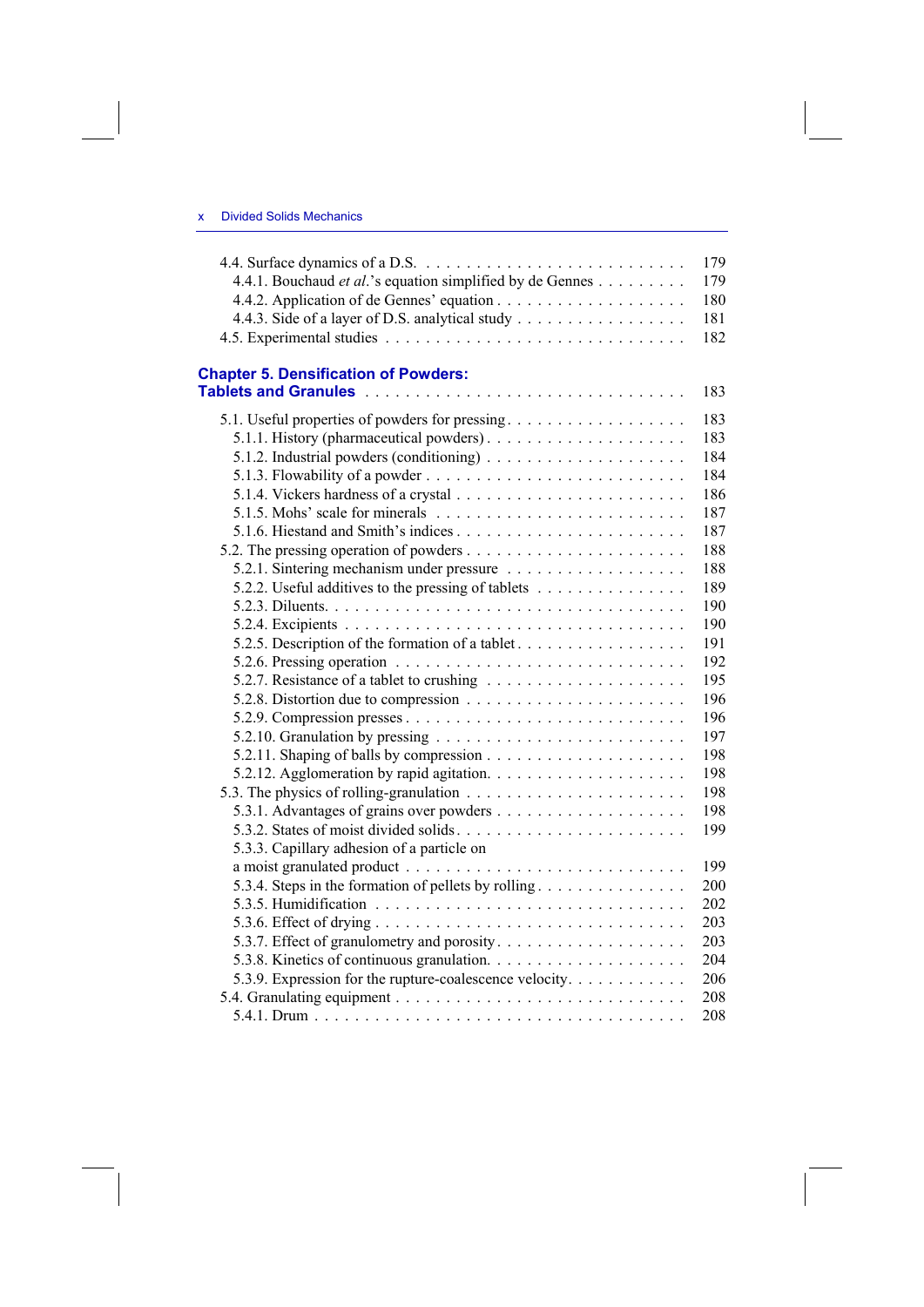4.4. Surface dynamics of a D.S. . . . . . . . . . . . . . . . . . . . . . . . . . 179
4.4.1. Bouchaud *et al*.'s equation simplified by de Gennes . . . . . . . . . 179
4.4.2. Application of de Gennes' equation . . . . . . . . . . . . . . . . . . . 180
4.4.3. Side of a layer of D.S. analytical study . . . . . . . . . . . . . . . . 181
4.5. Experimental studies . . . . . . . . . . . . . . . . . . . . . . . . . . . . 182

## Chapter 5. Densification of Powders: Tablets and Granules . . . . . . . . . . . . . . . . . . . . . . . . . . . . . . . . 183

5.1. Useful properties of powders for pressing . . . . . . . . . . . . . . . . . 183
5.1.1. History (pharmaceutical powders) . . . . . . . . . . . . . . . . . . . 183
5.1.2. Industrial powders (conditioning) . . . . . . . . . . . . . . . . . . . 184
5.1.3. Flowability of a powder . . . . . . . . . . . . . . . . . . . . . . . . . 184
5.1.4. Vickers hardness of a crystal . . . . . . . . . . . . . . . . . . . . . . 186
5.1.5. Mohs' scale for minerals . . . . . . . . . . . . . . . . . . . . . . . . 187
5.1.6. Hiestand and Smith's indices . . . . . . . . . . . . . . . . . . . . . . 187
5.2. The pressing operation of powders . . . . . . . . . . . . . . . . . . . . . 188
5.2.1. Sintering mechanism under pressure . . . . . . . . . . . . . . . . . 188
5.2.2. Useful additives to the pressing of tablets . . . . . . . . . . . . . . 189
5.2.3. Diluents. . . . . . . . . . . . . . . . . . . . . . . . . . . . . . . . . . . 190
5.2.4. Excipients . . . . . . . . . . . . . . . . . . . . . . . . . . . . . . . . . 190
5.2.5. Description of the formation of a tablet . . . . . . . . . . . . . . . . 191
5.2.6. Pressing operation . . . . . . . . . . . . . . . . . . . . . . . . . . . . 192
5.2.7. Resistance of a tablet to crushing . . . . . . . . . . . . . . . . . . . 195
5.2.8. Distortion due to compression . . . . . . . . . . . . . . . . . . . . . 196
5.2.9. Compression presses . . . . . . . . . . . . . . . . . . . . . . . . . . . 196
5.2.10. Granulation by pressing . . . . . . . . . . . . . . . . . . . . . . . . 197
5.2.11. Shaping of balls by compression . . . . . . . . . . . . . . . . . . . 198
5.2.12. Agglomeration by rapid agitation. . . . . . . . . . . . . . . . . . . . 198
5.3. The physics of rolling-granulation . . . . . . . . . . . . . . . . . . . . . 198
5.3.1. Advantages of grains over powders . . . . . . . . . . . . . . . . . . 198
5.3.2. States of moist divided solids. . . . . . . . . . . . . . . . . . . . . . 199
5.3.3. Capillary adhesion of a particle on a moist granulated product . . . . . . . . . . . . . . . . . . . . . . . . . . 199
5.3.4. Steps in the formation of pellets by rolling . . . . . . . . . . . . . . 200
5.3.5. Humidification . . . . . . . . . . . . . . . . . . . . . . . . . . . . . . 202
5.3.6. Effect of drying . . . . . . . . . . . . . . . . . . . . . . . . . . . . . . 203
5.3.7. Effect of granulometry and porosity . . . . . . . . . . . . . . . . . . 203
5.3.8. Kinetics of continuous granulation. . . . . . . . . . . . . . . . . . . 204
5.3.9. Expression for the rupture-coalescence velocity. . . . . . . . . . . . 206
5.4. Granulating equipment . . . . . . . . . . . . . . . . . . . . . . . . . . . . 208
5.4.1. Drum . . . . . . . . . . . . . . . . . . . . . . . . . . . . . . . . . . . . 208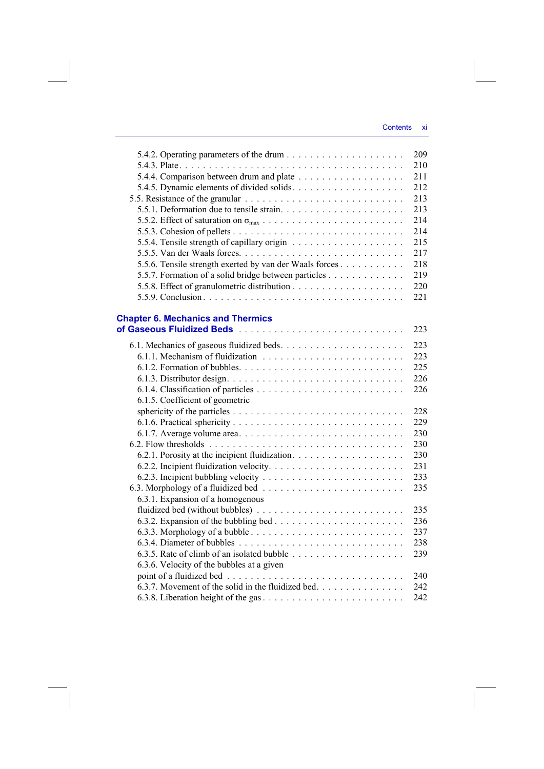5.4.2. Operating parameters of the drum . . . . . . . . . . . . . . . . . . . . 209
5.4.3. Plate . . . . . . . . . . . . . . . . . . . . . . . . . . . . . . . . . . . . 210
5.4.4. Comparison between drum and plate . . . . . . . . . . . . . . . . . . 211
5.4.5. Dynamic elements of divided solids . . . . . . . . . . . . . . . . . . 212
5.5. Resistance of the granular . . . . . . . . . . . . . . . . . . . . . . . . 213
5.5.1. Deformation due to tensile strain . . . . . . . . . . . . . . . . . . . 213
5.5.2. Effect of saturation on $\sigma_{max}$ . . . . . . . . . . . . . . . . . . . . . . 214
5.5.3. Cohesion of pellets . . . . . . . . . . . . . . . . . . . . . . . . . . . 214
5.5.4. Tensile strength of capillary origin . . . . . . . . . . . . . . . . . . 215
5.5.5. Van der Waals forces . . . . . . . . . . . . . . . . . . . . . . . . . . 217
5.5.6. Tensile strength exerted by van der Waals forces . . . . . . . . . . 218
5.5.7. Formation of a solid bridge between particles . . . . . . . . . . . . 219
5.5.8. Effect of granulometric distribution . . . . . . . . . . . . . . . . . . 220
5.5.9. Conclusion . . . . . . . . . . . . . . . . . . . . . . . . . . . . . . . . 221

**Chapter 6. Mechanics and Thermics of Gaseous Fluidized Beds** . . . . . . . . . . . . . . . . . . . . . . . . . 223

6.1. Mechanics of gaseous fluidized beds . . . . . . . . . . . . . . . . . . . 223
6.1.1. Mechanism of fluidization . . . . . . . . . . . . . . . . . . . . . . . 223
6.1.2. Formation of bubbles . . . . . . . . . . . . . . . . . . . . . . . . . . 225
6.1.3. Distributor design . . . . . . . . . . . . . . . . . . . . . . . . . . . . 226
6.1.4. Classification of particles . . . . . . . . . . . . . . . . . . . . . . . 226
6.1.5. Coefficient of geometric sphericity of the particles . . . . . . . . . . . . . . . . . . . . . . . . . . . 228
6.1.6. Practical sphericity . . . . . . . . . . . . . . . . . . . . . . . . . . . 229
6.1.7. Average volume area . . . . . . . . . . . . . . . . . . . . . . . . . . 230
6.2. Flow thresholds . . . . . . . . . . . . . . . . . . . . . . . . . . . . . . 230
6.2.1. Porosity at the incipient fluidization . . . . . . . . . . . . . . . . . . 230
6.2.2. Incipient fluidization velocity . . . . . . . . . . . . . . . . . . . . . 231
6.2.3. Incipient bubbling velocity . . . . . . . . . . . . . . . . . . . . . . . 233
6.3. Morphology of a fluidized bed . . . . . . . . . . . . . . . . . . . . . . 235
6.3.1. Expansion of a homogenous fluidized bed (without bubbles) . . . . . . . . . . . . . . . . . . . . . . . . 235
6.3.2. Expansion of the bubbling bed . . . . . . . . . . . . . . . . . . . . . 236
6.3.3. Morphology of a bubble . . . . . . . . . . . . . . . . . . . . . . . . . 237
6.3.4. Diameter of bubbles . . . . . . . . . . . . . . . . . . . . . . . . . . . 238
6.3.5. Rate of climb of an isolated bubble . . . . . . . . . . . . . . . . . . 239
6.3.6. Velocity of the bubbles at a given point of a fluidized bed . . . . . . . . . . . . . . . . . . . . . . . . . . . . . 240
6.3.7. Movement of the solid in the fluidized bed . . . . . . . . . . . . . . . 242
6.3.8. Liberation height of the gas . . . . . . . . . . . . . . . . . . . . . . . 242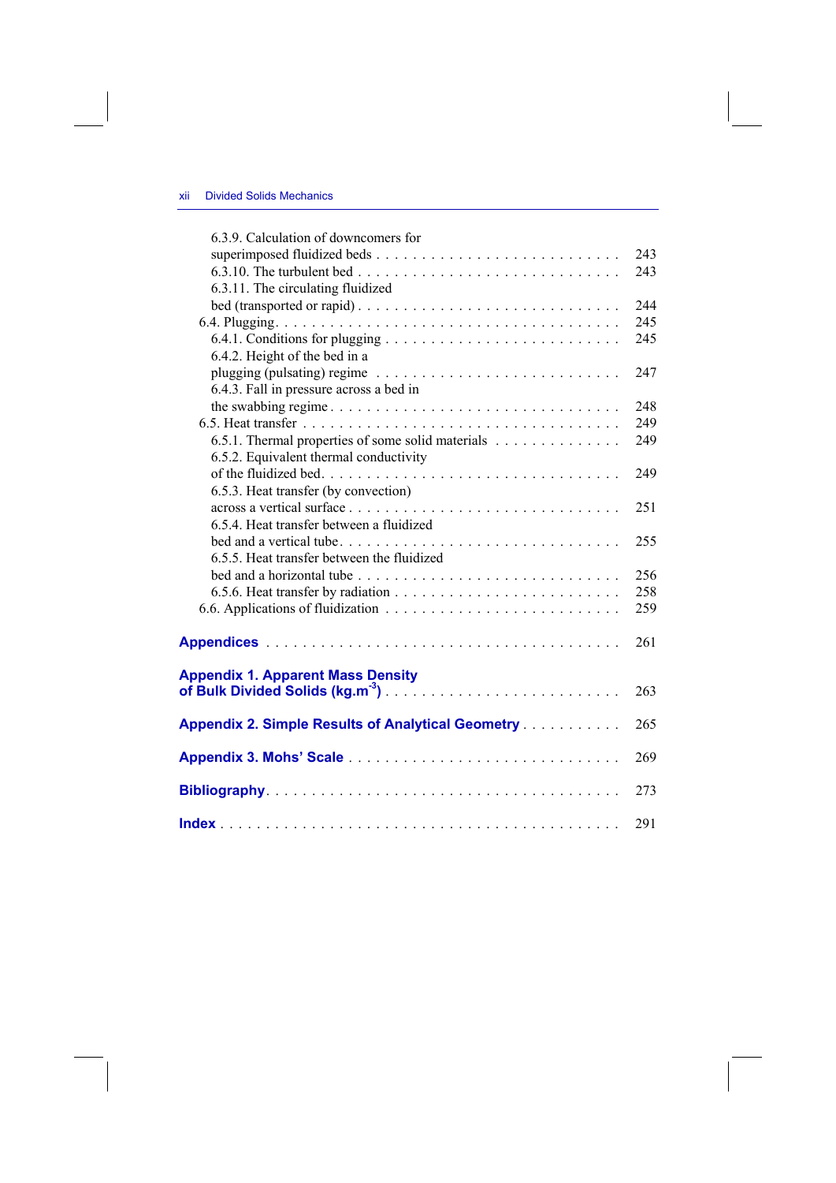6.3.9. Calculation of downcomers for superimposed fluidized beds . . . . . . . . . . . . . . . . . . . . . . . . . 243
6.3.10. The turbulent bed . . . . . . . . . . . . . . . . . . . . . . . . . . . . 243
6.3.11. The circulating fluidized bed (transported or rapid) . . . . . . . . . . . . . . . . . . . . . . . . . . . 244
6.4. Plugging. . . . . . . . . . . . . . . . . . . . . . . . . . . . . . . . . . . . . 245
6.4.1. Conditions for plugging . . . . . . . . . . . . . . . . . . . . . . . . 245
6.4.2. Height of the bed in a plugging (pulsating) regime . . . . . . . . . . . . . . . . . . . . . . . . . 247
6.4.3. Fall in pressure across a bed in the swabbing regime . . . . . . . . . . . . . . . . . . . . . . . . . . . . . 248
6.5. Heat transfer . . . . . . . . . . . . . . . . . . . . . . . . . . . . . . . . . 249
6.5.1. Thermal properties of some solid materials . . . . . . . . . . . . . 249
6.5.2. Equivalent thermal conductivity of the fluidized bed. . . . . . . . . . . . . . . . . . . . . . . . . . . . . . . 249
6.5.3. Heat transfer (by convection) across a vertical surface . . . . . . . . . . . . . . . . . . . . . . . . . . . . . . 251
6.5.4. Heat transfer between a fluidized bed and a vertical tube. . . . . . . . . . . . . . . . . . . . . . . . . . . . . 255
6.5.5. Heat transfer between the fluidized bed and a horizontal tube . . . . . . . . . . . . . . . . . . . . . . . . . . . 256
6.5.6. Heat transfer by radiation . . . . . . . . . . . . . . . . . . . . . . . 258
6.6. Applications of fluidization . . . . . . . . . . . . . . . . . . . . . . . . 259

**Appendices** . . . . . . . . . . . . . . . . . . . . . . . . . . . . . . . . . . . . 261

**Appendix 1. Apparent Mass Density of Bulk Divided Solids (kg.m$^{-3}$)** . . . . . . . . . . . . . . . . . . . . . . . . 263

**Appendix 2. Simple Results of Analytical Geometry** . . . . . . . . . . . 265

**Appendix 3. Mohs' Scale** . . . . . . . . . . . . . . . . . . . . . . . . . . . . 269

**Bibliography**. . . . . . . . . . . . . . . . . . . . . . . . . . . . . . . . . . . . 273

**Index** . . . . . . . . . . . . . . . . . . . . . . . . . . . . . . . . . . . . . . . 291